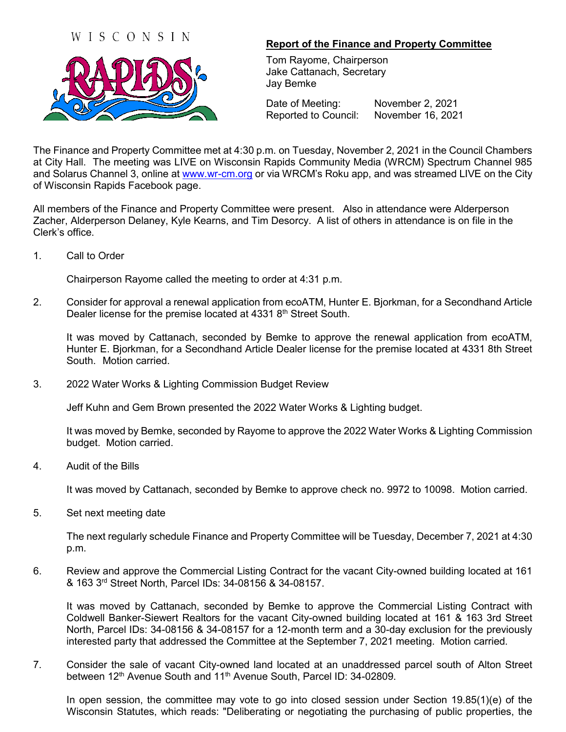WISCONSIN RAPIDS

## Report of the Finance and Property Committee

Tom Rayome, Chairperson
Jake Cattanach, Secretary
Jay Bemke

Date of Meeting: November 2, 2021
Reported to Council: November 16, 2021

The Finance and Property Committee met at 4:30 p.m. on Tuesday, November 2, 2021 in the Council Chambers at City Hall. The meeting was LIVE on Wisconsin Rapids Community Media (WRCM) Spectrum Channel 985 and Solarus Channel 3, online at www.wr-cm.org or via WRCM's Roku app, and was streamed LIVE on the City of Wisconsin Rapids Facebook page.

All members of the Finance and Property Committee were present. Also in attendance were Alderperson Zacher, Alderperson Delaney, Kyle Kearns, and Tim Desorcy. A list of others in attendance is on file in the Clerk's office.

1. Call to Order

   Chairperson Rayome called the meeting to order at 4:31 p.m.

2. Consider for approval a renewal application from ecoATM, Hunter E. Bjorkman, for a Secondhand Article Dealer license for the premise located at 4331 8th Street South.

   It was moved by Cattanach, seconded by Bemke to approve the renewal application from ecoATM, Hunter E. Bjorkman, for a Secondhand Article Dealer license for the premise located at 4331 8th Street South. Motion carried.

3. 2022 Water Works & Lighting Commission Budget Review

   Jeff Kuhn and Gem Brown presented the 2022 Water Works & Lighting budget.

   It was moved by Bemke, seconded by Rayome to approve the 2022 Water Works & Lighting Commission budget. Motion carried.

4. Audit of the Bills

   It was moved by Cattanach, seconded by Bemke to approve check no. 9972 to 10098. Motion carried.

5. Set next meeting date

   The next regularly schedule Finance and Property Committee will be Tuesday, December 7, 2021 at 4:30 p.m.

6. Review and approve the Commercial Listing Contract for the vacant City-owned building located at 161 & 163 3rd Street North, Parcel IDs: 34-08156 & 34-08157.

   It was moved by Cattanach, seconded by Bemke to approve the Commercial Listing Contract with Coldwell Banker-Siewert Realtors for the vacant City-owned building located at 161 & 163 3rd Street North, Parcel IDs: 34-08156 & 34-08157 for a 12-month term and a 30-day exclusion for the previously interested party that addressed the Committee at the September 7, 2021 meeting. Motion carried.

7. Consider the sale of vacant City-owned land located at an unaddressed parcel south of Alton Street between 12th Avenue South and 11th Avenue South, Parcel ID: 34-02809.

   In open session, the committee may vote to go into closed session under Section 19.85(1)(e) of the Wisconsin Statutes, which reads: "Deliberating or negotiating the purchasing of public properties, the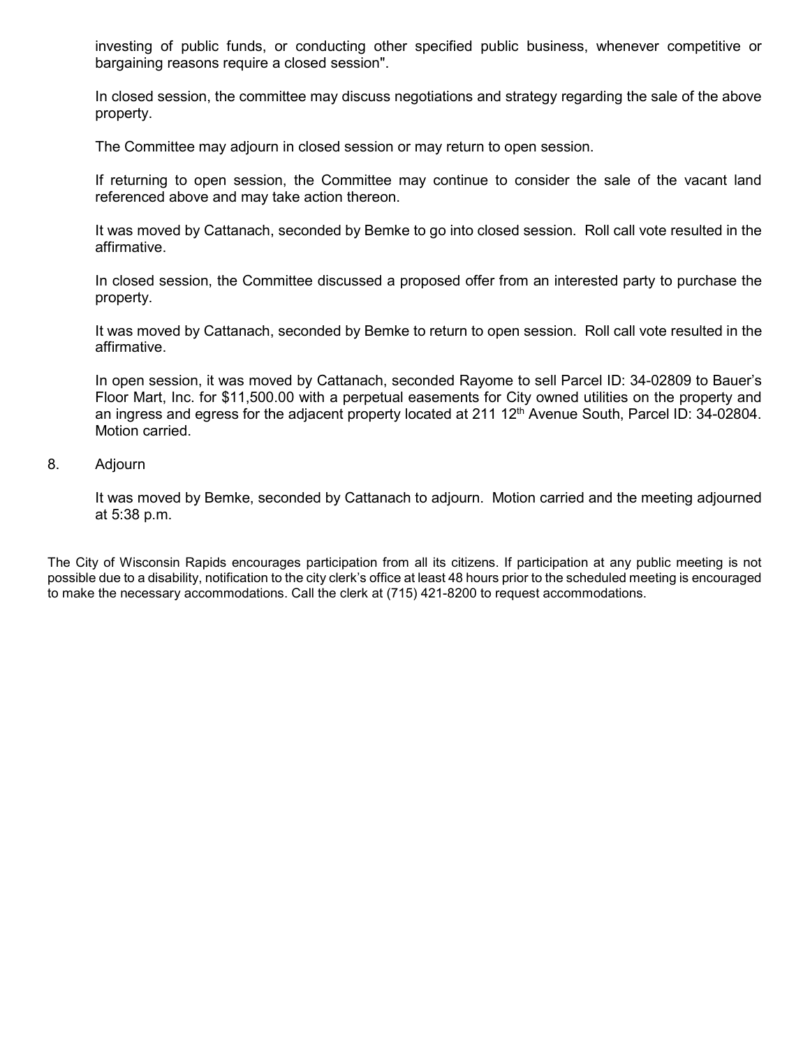investing of public funds, or conducting other specified public business, whenever competitive or bargaining reasons require a closed session".

In closed session, the committee may discuss negotiations and strategy regarding the sale of the above property.

The Committee may adjourn in closed session or may return to open session.

If returning to open session, the Committee may continue to consider the sale of the vacant land referenced above and may take action thereon.

It was moved by Cattanach, seconded by Bemke to go into closed session. Roll call vote resulted in the affirmative.

In closed session, the Committee discussed a proposed offer from an interested party to purchase the property.

It was moved by Cattanach, seconded by Bemke to return to open session. Roll call vote resulted in the affirmative.

In open session, it was moved by Cattanach, seconded Rayome to sell Parcel ID: 34-02809 to Bauer's Floor Mart, Inc. for $11,500.00 with a perpetual easements for City owned utilities on the property and an ingress and egress for the adjacent property located at 211 12th Avenue South, Parcel ID: 34-02804. Motion carried.

8. Adjourn

It was moved by Bemke, seconded by Cattanach to adjourn. Motion carried and the meeting adjourned at 5:38 p.m.

The City of Wisconsin Rapids encourages participation from all its citizens. If participation at any public meeting is not possible due to a disability, notification to the city clerk's office at least 48 hours prior to the scheduled meeting is encouraged to make the necessary accommodations. Call the clerk at (715) 421-8200 to request accommodations.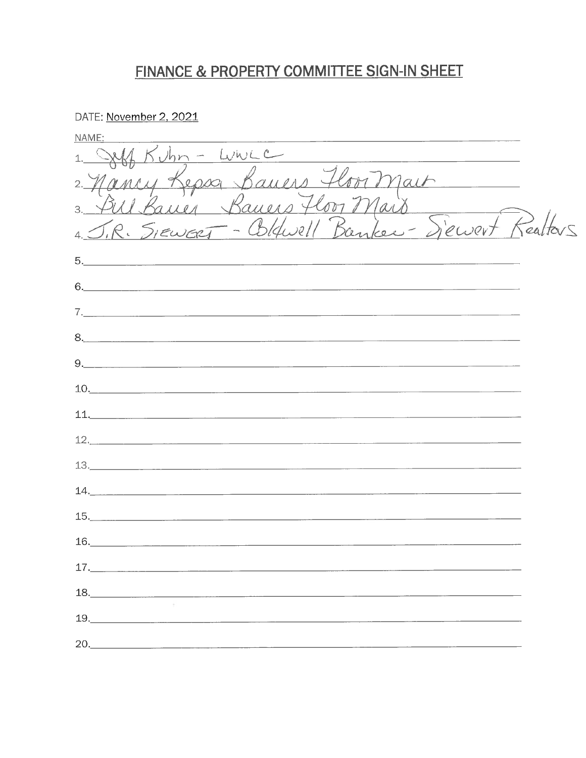# FINANCE & PROPERTY COMMITTEE SIGN-IN SHEET

DATE: November 2, 2021

NAME:

1. Jeff Kuhn - WWLC
2. Nancy Kepsa Bauers Floor Mart
3. Bill Bauer Bauers Floor Mart
4. J.R. Siewert - Coldwell Banker - Siewert Realtors
5.
6.
7.
8.
9.
10.
11.
12.
13.
14.
15.
16.
17.
18.
19.
20.